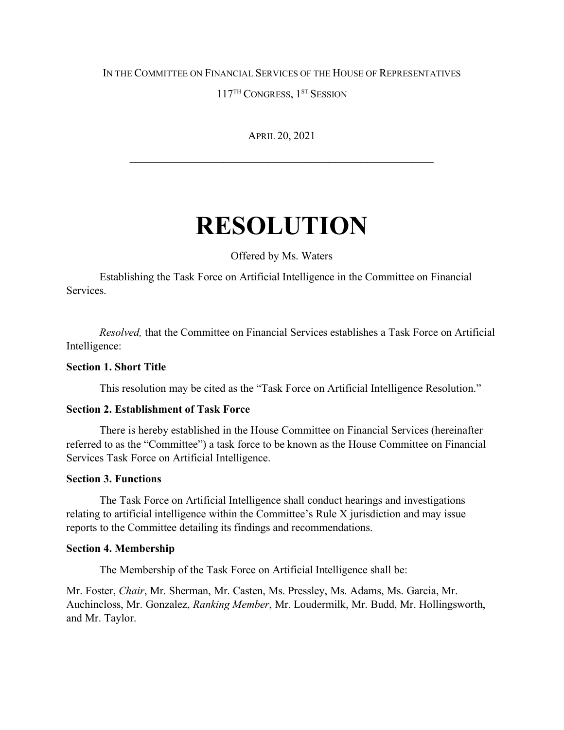IN THE COMMITTEE ON FINANCIAL SERVICES OF THE HOUSE OF REPRESENTATIVES

117TH CONGRESS, 1ST SESSION

APRIL 20, 2021

---

# RESOLUTION

Offered by Ms. Waters

Establishing the Task Force on Artificial Intelligence in the Committee on Financial Services.

*Resolved,* that the Committee on Financial Services establishes a Task Force on Artificial Intelligence:

**Section 1. Short Title**

This resolution may be cited as the "Task Force on Artificial Intelligence Resolution."

**Section 2. Establishment of Task Force**

There is hereby established in the House Committee on Financial Services (hereinafter referred to as the "Committee") a task force to be known as the House Committee on Financial Services Task Force on Artificial Intelligence.

**Section 3. Functions**

The Task Force on Artificial Intelligence shall conduct hearings and investigations relating to artificial intelligence within the Committee's Rule X jurisdiction and may issue reports to the Committee detailing its findings and recommendations.

**Section 4. Membership**

The Membership of the Task Force on Artificial Intelligence shall be:

Mr. Foster, *Chair*, Mr. Sherman, Mr. Casten, Ms. Pressley, Ms. Adams, Ms. Garcia, Mr. Auchincloss, Mr. Gonzalez, *Ranking Member*, Mr. Loudermilk, Mr. Budd, Mr. Hollingsworth, and Mr. Taylor.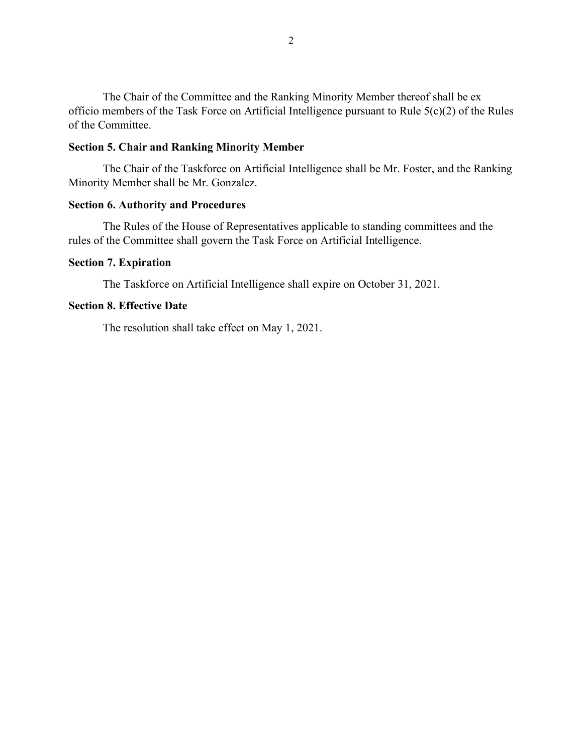The Chair of the Committee and the Ranking Minority Member thereof shall be ex officio members of the Task Force on Artificial Intelligence pursuant to Rule 5(c)(2) of the Rules of the Committee.

**Section 5. Chair and Ranking Minority Member**

The Chair of the Taskforce on Artificial Intelligence shall be Mr. Foster, and the Ranking Minority Member shall be Mr. Gonzalez.

**Section 6. Authority and Procedures**

The Rules of the House of Representatives applicable to standing committees and the rules of the Committee shall govern the Task Force on Artificial Intelligence.

**Section 7. Expiration**

The Taskforce on Artificial Intelligence shall expire on October 31, 2021.

**Section 8. Effective Date**

The resolution shall take effect on May 1, 2021.